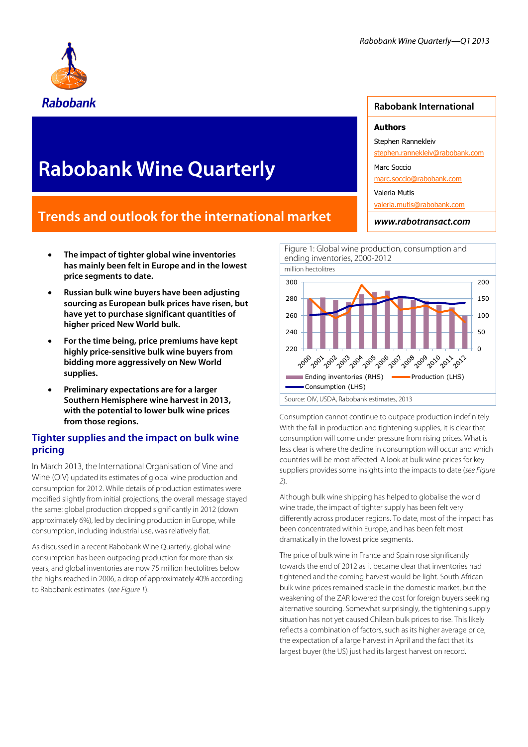Rabobank

# Rabobank Wine Quarterly

## Trends and outlook for the international market

**Rabobank International**

**Authors**

Stephen Rannekleiv
stephen.rannekleiv@rabobank.com

Marc Soccio
marc.soccio@rabobank.com

Valeria Mutis
valeria.mutis@rabobank.com

***www.rabotransact.com***

- **The impact of tighter global wine inventories has mainly been felt in Europe and in the lowest price segments to date.**
- **Russian bulk wine buyers have been adjusting sourcing as European bulk prices have risen, but have yet to purchase significant quantities of higher priced New World bulk.**
- **For the time being, price premiums have kept highly price-sensitive bulk wine buyers from bidding more aggressively on New World supplies.**
- **Preliminary expectations are for a larger Southern Hemisphere wine harvest in 2013, with the potential to lower bulk wine prices from those regions.**

## Tighter supplies and the impact on bulk wine pricing

In March 2013, the International Organisation of Vine and Wine (OIV) updated its estimates of global wine production and consumption for 2012. While details of production estimates were modified slightly from initial projections, the overall message stayed the same: global production dropped significantly in 2012 (down approximately 6%), led by declining production in Europe, while consumption, including industrial use, was relatively flat.

As discussed in a recent Rabobank Wine Quarterly, global wine consumption has been outpacing production for more than six years, and global inventories are now 75 million hectolitres below the highs reached in 2006, a drop of approximately 40% according to Rabobank estimates (*see Figure 1*).

Figure 1: Global wine production, consumption and ending inventories, 2000-2012

million hectolitres

Ending inventories (RHS) | Production (LHS) | Consumption (LHS)

Source: OIV, USDA, Rabobank estimates, 2013

Consumption cannot continue to outpace production indefinitely. With the fall in production and tightening supplies, it is clear that consumption will come under pressure from rising prices. What is less clear is where the decline in consumption will occur and which countries will be most affected. A look at bulk wine prices for key suppliers provides some insights into the impacts to date (*see Figure 2*).

Although bulk wine shipping has helped to globalise the world wine trade, the impact of tighter supply has been felt very differently across producer regions. To date, most of the impact has been concentrated within Europe, and has been felt most dramatically in the lowest price segments.

The price of bulk wine in France and Spain rose significantly towards the end of 2012 as it became clear that inventories had tightened and the coming harvest would be light. South African bulk wine prices remained stable in the domestic market, but the weakening of the ZAR lowered the cost for foreign buyers seeking alternative sourcing. Somewhat surprisingly, the tightening supply situation has not yet caused Chilean bulk prices to rise. This likely reflects a combination of factors, such as its higher average price, the expectation of a large harvest in April and the fact that its largest buyer (the US) just had its largest harvest on record.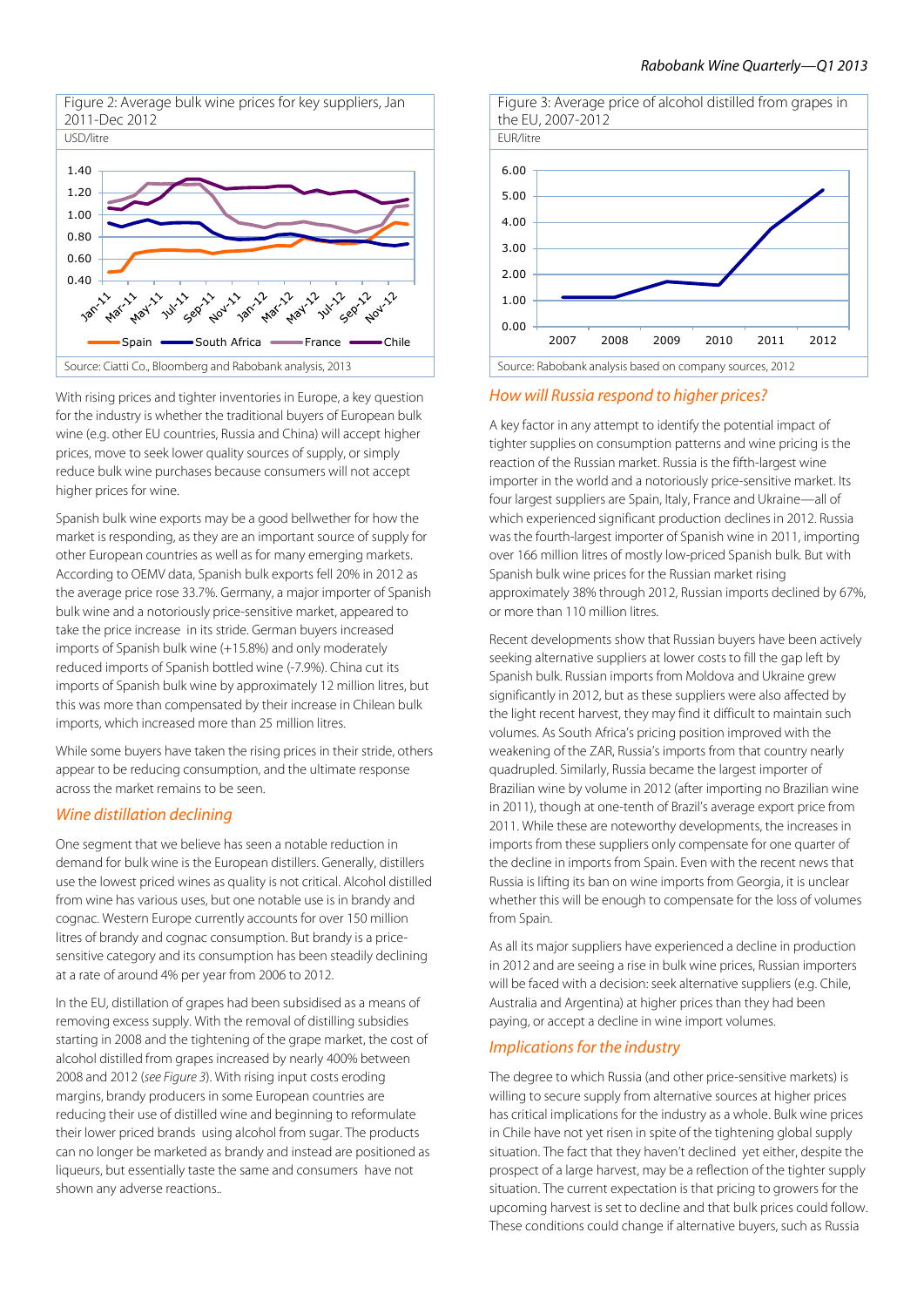Figure 2: Average bulk wine prices for key suppliers, Jan 2011-Dec 2012

USD/litre

Source: Ciatti Co., Bloomberg and Rabobank analysis, 2013

With rising prices and tighter inventories in Europe, a key question for the industry is whether the traditional buyers of European bulk wine (e.g. other EU countries, Russia and China) will accept higher prices, move to seek lower quality sources of supply, or simply reduce bulk wine purchases because consumers will not accept higher prices for wine.

Spanish bulk wine exports may be a good bellwether for how the market is responding, as they are an important source of supply for other European countries as well as for many emerging markets. According to OEMV data, Spanish bulk exports fell 20% in 2012 as the average price rose 33.7%. Germany, a major importer of Spanish bulk wine and a notoriously price-sensitive market, appeared to take the price increase in its stride. German buyers increased imports of Spanish bulk wine (+15.8%) and only moderately reduced imports of Spanish bottled wine (-7.9%). China cut its imports of Spanish bulk wine by approximately 12 million litres, but this was more than compensated by their increase in Chilean bulk imports, which increased more than 25 million litres.

While some buyers have taken the rising prices in their stride, others appear to be reducing consumption, and the ultimate response across the market remains to be seen.

## Wine distillation declining

One segment that we believe has seen a notable reduction in demand for bulk wine is the European distillers. Generally, distillers use the lowest priced wines as quality is not critical. Alcohol distilled from wine has various uses, but one notable use is in brandy and cognac. Western Europe currently accounts for over 150 million litres of brandy and cognac consumption. But brandy is a price-sensitive category and its consumption has been steadily declining at a rate of around 4% per year from 2006 to 2012.

In the EU, distillation of grapes had been subsidised as a means of removing excess supply. With the removal of distilling subsidies starting in 2008 and the tightening of the grape market, the cost of alcohol distilled from grapes increased by nearly 400% between 2008 and 2012 (*see Figure 3*). With rising input costs eroding margins, brandy producers in some European countries are reducing their use of distilled wine and beginning to reformulate their lower priced brands using alcohol from sugar. The products can no longer be marketed as brandy and instead are positioned as liqueurs, but essentially taste the same and consumers have not shown any adverse reactions..

Figure 3: Average price of alcohol distilled from grapes in the EU, 2007-2012

EUR/litre

Source: Rabobank analysis based on company sources, 2012

## How will Russia respond to higher prices?

A key factor in any attempt to identify the potential impact of tighter supplies on consumption patterns and wine pricing is the reaction of the Russian market. Russia is the fifth-largest wine importer in the world and a notoriously price-sensitive market. Its four largest suppliers are Spain, Italy, France and Ukraine—all of which experienced significant production declines in 2012. Russia was the fourth-largest importer of Spanish wine in 2011, importing over 166 million litres of mostly low-priced Spanish bulk. But with Spanish bulk wine prices for the Russian market rising approximately 38% through 2012, Russian imports declined by 67%, or more than 110 million litres.

Recent developments show that Russian buyers have been actively seeking alternative suppliers at lower costs to fill the gap left by Spanish bulk. Russian imports from Moldova and Ukraine grew significantly in 2012, but as these suppliers were also affected by the light recent harvest, they may find it difficult to maintain such volumes. As South Africa's pricing position improved with the weakening of the ZAR, Russia's imports from that country nearly quadrupled. Similarly, Russia became the largest importer of Brazilian wine by volume in 2012 (after importing no Brazilian wine in 2011), though at one-tenth of Brazil's average export price from 2011. While these are noteworthy developments, the increases in imports from these suppliers only compensate for one quarter of the decline in imports from Spain. Even with the recent news that Russia is lifting its ban on wine imports from Georgia, it is unclear whether this will be enough to compensate for the loss of volumes from Spain.

As all its major suppliers have experienced a decline in production in 2012 and are seeing a rise in bulk wine prices, Russian importers will be faced with a decision: seek alternative suppliers (e.g. Chile, Australia and Argentina) at higher prices than they had been paying, or accept a decline in wine import volumes.

## Implications for the industry

The degree to which Russia (and other price-sensitive markets) is willing to secure supply from alternative sources at higher prices has critical implications for the industry as a whole. Bulk wine prices in Chile have not yet risen in spite of the tightening global supply situation. The fact that they haven't declined yet either, despite the prospect of a large harvest, may be a reflection of the tighter supply situation. The current expectation is that pricing to growers for the upcoming harvest is set to decline and that bulk prices could follow. These conditions could change if alternative buyers, such as Russia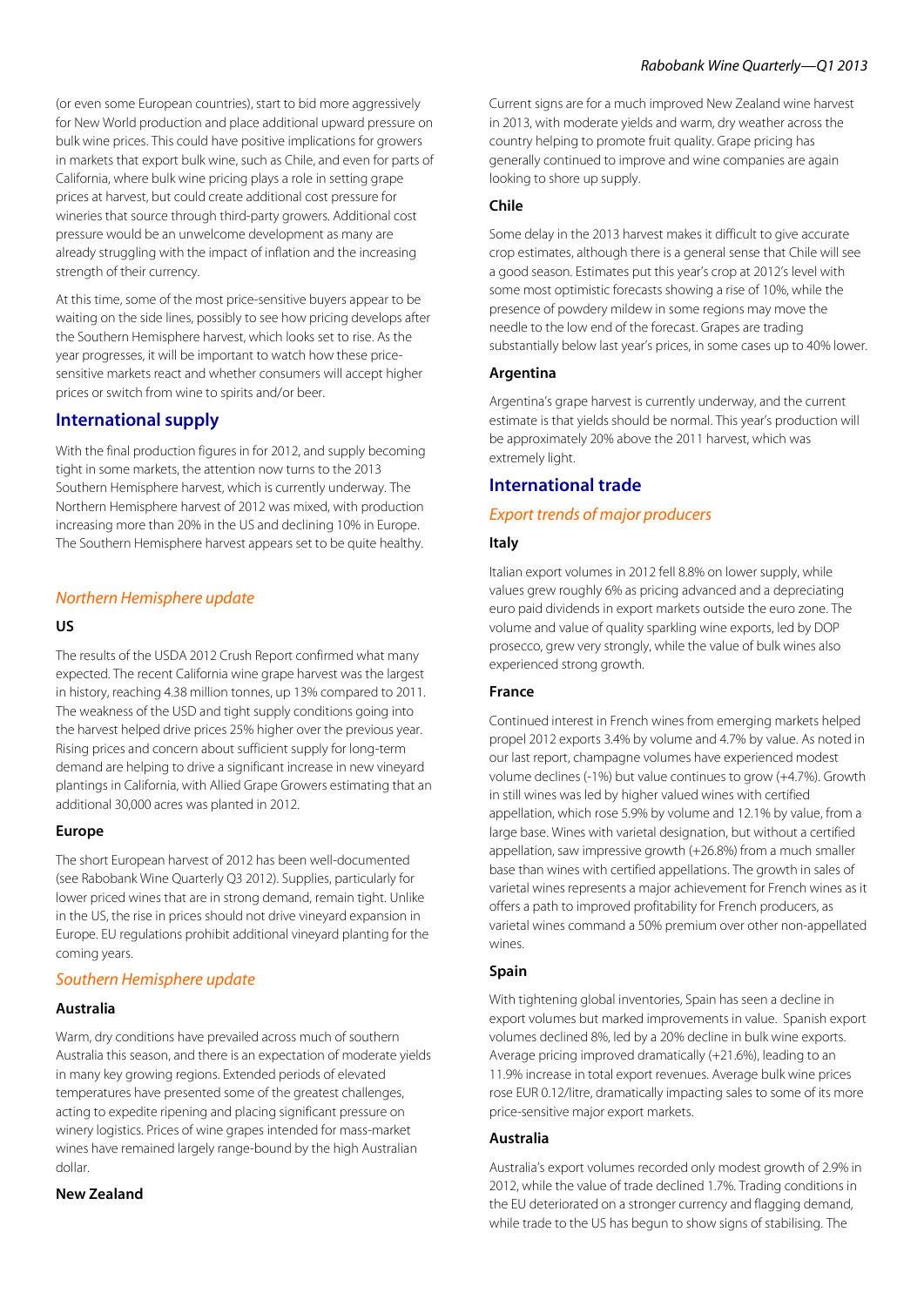(or even some European countries), start to bid more aggressively for New World production and place additional upward pressure on bulk wine prices. This could have positive implications for growers in markets that export bulk wine, such as Chile, and even for parts of California, where bulk wine pricing plays a role in setting grape prices at harvest, but could create additional cost pressure for wineries that source through third-party growers. Additional cost pressure would be an unwelcome development as many are already struggling with the impact of inflation and the increasing strength of their currency.

At this time, some of the most price-sensitive buyers appear to be waiting on the side lines, possibly to see how pricing develops after the Southern Hemisphere harvest, which looks set to rise. As the year progresses, it will be important to watch how these price-sensitive markets react and whether consumers will accept higher prices or switch from wine to spirits and/or beer.

## International supply

With the final production figures in for 2012, and supply becoming tight in some markets, the attention now turns to the 2013 Southern Hemisphere harvest, which is currently underway. The Northern Hemisphere harvest of 2012 was mixed, with production increasing more than 20% in the US and declining 10% in Europe. The Southern Hemisphere harvest appears set to be quite healthy.

### *Northern Hemisphere update*

#### US

The results of the USDA 2012 Crush Report confirmed what many expected. The recent California wine grape harvest was the largest in history, reaching 4.38 million tonnes, up 13% compared to 2011. The weakness of the USD and tight supply conditions going into the harvest helped drive prices 25% higher over the previous year. Rising prices and concern about sufficient supply for long-term demand are helping to drive a significant increase in new vineyard plantings in California, with Allied Grape Growers estimating that an additional 30,000 acres was planted in 2012.

#### Europe

The short European harvest of 2012 has been well-documented (see Rabobank Wine Quarterly Q3 2012). Supplies, particularly for lower priced wines that are in strong demand, remain tight. Unlike in the US, the rise in prices should not drive vineyard expansion in Europe. EU regulations prohibit additional vineyard planting for the coming years.

### *Southern Hemisphere update*

#### Australia

Warm, dry conditions have prevailed across much of southern Australia this season, and there is an expectation of moderate yields in many key growing regions. Extended periods of elevated temperatures have presented some of the greatest challenges, acting to expedite ripening and placing significant pressure on winery logistics. Prices of wine grapes intended for mass-market wines have remained largely range-bound by the high Australian dollar.

#### New Zealand

Current signs are for a much improved New Zealand wine harvest in 2013, with moderate yields and warm, dry weather across the country helping to promote fruit quality. Grape pricing has generally continued to improve and wine companies are again looking to shore up supply.

#### Chile

Some delay in the 2013 harvest makes it difficult to give accurate crop estimates, although there is a general sense that Chile will see a good season. Estimates put this year's crop at 2012's level with some most optimistic forecasts showing a rise of 10%, while the presence of powdery mildew in some regions may move the needle to the low end of the forecast. Grapes are trading substantially below last year's prices, in some cases up to 40% lower.

#### Argentina

Argentina's grape harvest is currently underway, and the current estimate is that yields should be normal. This year's production will be approximately 20% above the 2011 harvest, which was extremely light.

## International trade

### *Export trends of major producers*

#### Italy

Italian export volumes in 2012 fell 8.8% on lower supply, while values grew roughly 6% as pricing advanced and a depreciating euro paid dividends in export markets outside the euro zone. The volume and value of quality sparkling wine exports, led by DOP prosecco, grew very strongly, while the value of bulk wines also experienced strong growth.

#### France

Continued interest in French wines from emerging markets helped propel 2012 exports 3.4% by volume and 4.7% by value. As noted in our last report, champagne volumes have experienced modest volume declines (-1%) but value continues to grow (+4.7%). Growth in still wines was led by higher valued wines with certified appellation, which rose 5.9% by volume and 12.1% by value, from a large base. Wines with varietal designation, but without a certified appellation, saw impressive growth (+26.8%) from a much smaller base than wines with certified appellations. The growth in sales of varietal wines represents a major achievement for French wines as it offers a path to improved profitability for French producers, as varietal wines command a 50% premium over other non-appellated wines.

#### Spain

With tightening global inventories, Spain has seen a decline in export volumes but marked improvements in value. Spanish export volumes declined 8%, led by a 20% decline in bulk wine exports. Average pricing improved dramatically (+21.6%), leading to an 11.9% increase in total export revenues. Average bulk wine prices rose EUR 0.12/litre, dramatically impacting sales to some of its more price-sensitive major export markets.

#### Australia

Australia's export volumes recorded only modest growth of 2.9% in 2012, while the value of trade declined 1.7%. Trading conditions in the EU deteriorated on a stronger currency and flagging demand, while trade to the US has begun to show signs of stabilising. The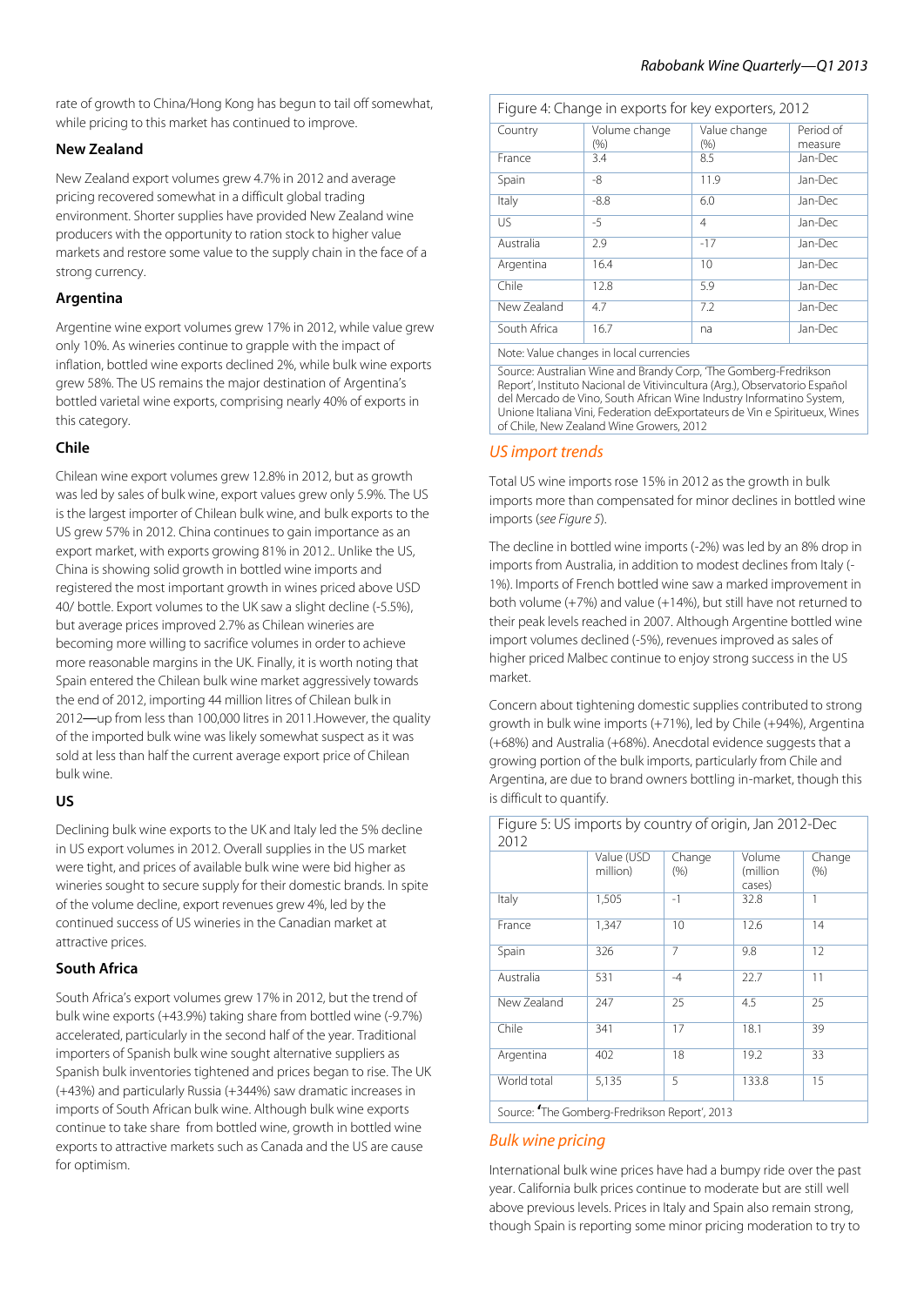rate of growth to China/Hong Kong has begun to tail off somewhat, while pricing to this market has continued to improve.

### New Zealand

New Zealand export volumes grew 4.7% in 2012 and average pricing recovered somewhat in a difficult global trading environment. Shorter supplies have provided New Zealand wine producers with the opportunity to ration stock to higher value markets and restore some value to the supply chain in the face of a strong currency.

### Argentina

Argentine wine export volumes grew 17% in 2012, while value grew only 10%. As wineries continue to grapple with the impact of inflation, bottled wine exports declined 2%, while bulk wine exports grew 58%. The US remains the major destination of Argentina's bottled varietal wine exports, comprising nearly 40% of exports in this category.

### Chile

Chilean wine export volumes grew 12.8% in 2012, but as growth was led by sales of bulk wine, export values grew only 5.9%. The US is the largest importer of Chilean bulk wine, and bulk exports to the US grew 57% in 2012. China continues to gain importance as an export market, with exports growing 81% in 2012.. Unlike the US, China is showing solid growth in bottled wine imports and registered the most important growth in wines priced above USD 40/ bottle. Export volumes to the UK saw a slight decline (-5.5%), but average prices improved 2.7% as Chilean wineries are becoming more willing to sacrifice volumes in order to achieve more reasonable margins in the UK. Finally, it is worth noting that Spain entered the Chilean bulk wine market aggressively towards the end of 2012, importing 44 million litres of Chilean bulk in 2012—up from less than 100,000 litres in 2011.However, the quality of the imported bulk wine was likely somewhat suspect as it was sold at less than half the current average export price of Chilean bulk wine.

### US

Declining bulk wine exports to the UK and Italy led the 5% decline in US export volumes in 2012. Overall supplies in the US market were tight, and prices of available bulk wine were bid higher as wineries sought to secure supply for their domestic brands. In spite of the volume decline, export revenues grew 4%, led by the continued success of US wineries in the Canadian market at attractive prices.

### South Africa

South Africa's export volumes grew 17% in 2012, but the trend of bulk wine exports (+43.9%) taking share from bottled wine (-9.7%) accelerated, particularly in the second half of the year. Traditional importers of Spanish bulk wine sought alternative suppliers as Spanish bulk inventories tightened and prices began to rise. The UK (+43%) and particularly Russia (+344%) saw dramatic increases in imports of South African bulk wine. Although bulk wine exports continue to take share from bottled wine, growth in bottled wine exports to attractive markets such as Canada and the US are cause for optimism.

Figure 4: Change in exports for key exporters, 2012

| Country | Volume change (%) | Value change (%) | Period of measure |
|---|---|---|---|
| France | 3.4 | 8.5 | Jan-Dec |
| Spain | -8 | 11.9 | Jan-Dec |
| Italy | -8.8 | 6.0 | Jan-Dec |
| US | -5 | 4 | Jan-Dec |
| Australia | 2.9 | -17 | Jan-Dec |
| Argentina | 16.4 | 10 | Jan-Dec |
| Chile | 12.8 | 5.9 | Jan-Dec |
| New Zealand | 4.7 | 7.2 | Jan-Dec |
| South Africa | 16.7 | na | Jan-Dec |

Note: Value changes in local currencies

Source: Australian Wine and Brandy Corp, 'The Gomberg-Fredrikson Report', Instituto Nacional de Vitivincultura (Arg.), Observatorio Español del Mercado de Vino, South African Wine Industry Informatino System, Unione Italiana Vini, Federation deExportateurs de Vin e Spiritueux, Wines of Chile, New Zealand Wine Growers, 2012

## *US import trends*

Total US wine imports rose 15% in 2012 as the growth in bulk imports more than compensated for minor declines in bottled wine imports (*see Figure 5*).

The decline in bottled wine imports (-2%) was led by an 8% drop in imports from Australia, in addition to modest declines from Italy (-1%). Imports of French bottled wine saw a marked improvement in both volume (+7%) and value (+14%), but still have not returned to their peak levels reached in 2007. Although Argentine bottled wine import volumes declined (-5%), revenues improved as sales of higher priced Malbec continue to enjoy strong success in the US market.

Concern about tightening domestic supplies contributed to strong growth in bulk wine imports (+71%), led by Chile (+94%), Argentina (+68%) and Australia (+68%). Anecdotal evidence suggests that a growing portion of the bulk imports, particularly from Chile and Argentina, are due to brand owners bottling in-market, though this is difficult to quantify.

Figure 5: US imports by country of origin, Jan 2012-Dec 2012

| | Value (USD million) | Change (%) | Volume (million cases) | Change (%) |
|---|---|---|---|---|
| Italy | 1,505 | -1 | 32.8 | 1 |
| France | 1,347 | 10 | 12.6 | 14 |
| Spain | 326 | 7 | 9.8 | 12 |
| Australia | 531 | -4 | 22.7 | 11 |
| New Zealand | 247 | 25 | 4.5 | 25 |
| Chile | 341 | 17 | 18.1 | 39 |
| Argentina | 402 | 18 | 19.2 | 33 |
| World total | 5,135 | 5 | 133.8 | 15 |

Source: 'The Gomberg-Fredrikson Report', 2013

## *Bulk wine pricing*

International bulk wine prices have had a bumpy ride over the past year. California bulk prices continue to moderate but are still well above previous levels. Prices in Italy and Spain also remain strong, though Spain is reporting some minor pricing moderation to try to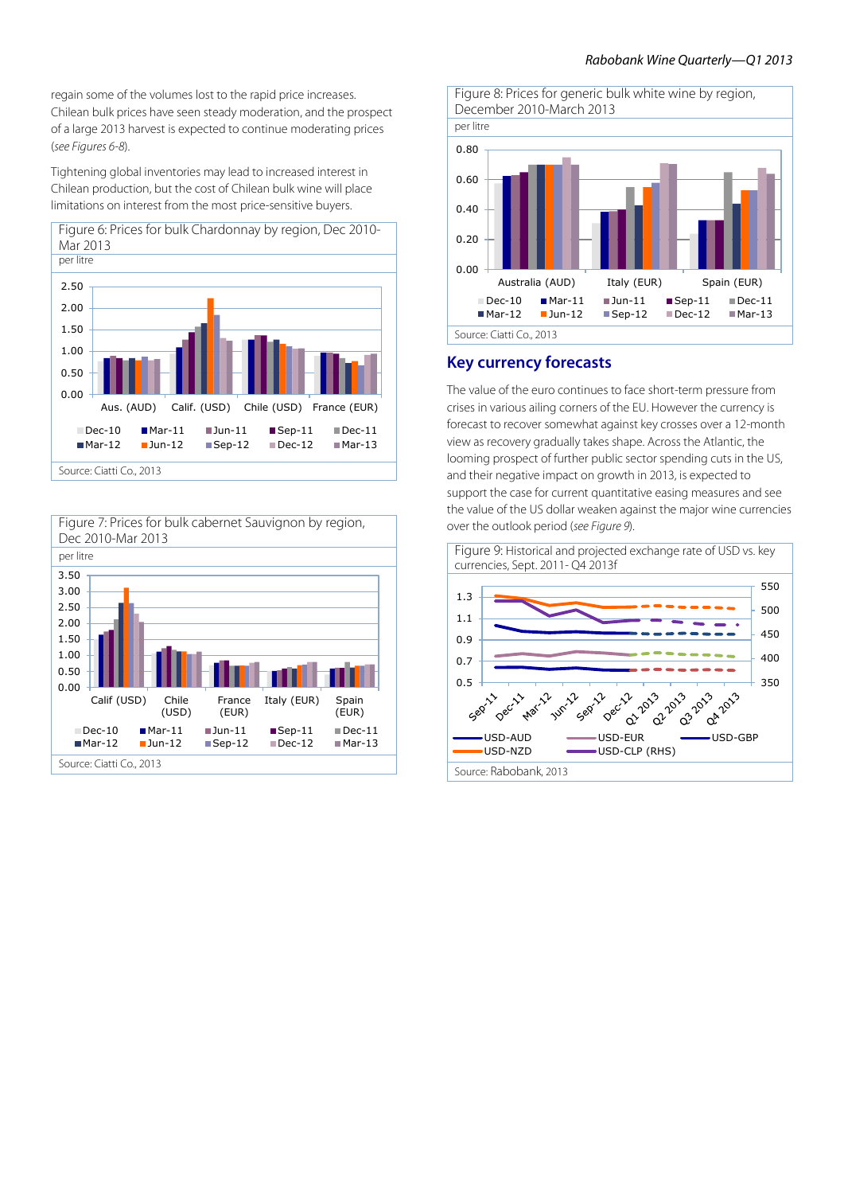regain some of the volumes lost to the rapid price increases. Chilean bulk prices have seen steady moderation, and the prospect of a large 2013 harvest is expected to continue moderating prices (*see Figures 6-8*).

Tightening global inventories may lead to increased interest in Chilean production, but the cost of Chilean bulk wine will place limitations on interest from the most price-sensitive buyers.

Figure 6: Prices for bulk Chardonnay by region, Dec 2010-Mar 2013

per litre

Source: Ciatti Co., 2013

Figure 7: Prices for bulk cabernet Sauvignon by region, Dec 2010-Mar 2013

per litre

Source: Ciatti Co., 2013

Figure 8: Prices for generic bulk white wine by region, December 2010-March 2013

per litre

Source: Ciatti Co., 2013

## Key currency forecasts

The value of the euro continues to face short-term pressure from crises in various ailing corners of the EU. However the currency is forecast to recover somewhat against key crosses over a 12-month view as recovery gradually takes shape. Across the Atlantic, the looming prospect of further public sector spending cuts in the US, and their negative impact on growth in 2013, is expected to support the case for current quantitative easing measures and see the value of the US dollar weaken against the major wine currencies over the outlook period (*see Figure 9*).

Figure 9: Historical and projected exchange rate of USD vs. key currencies, Sept. 2011- Q4 2013f

Source: Rabobank, 2013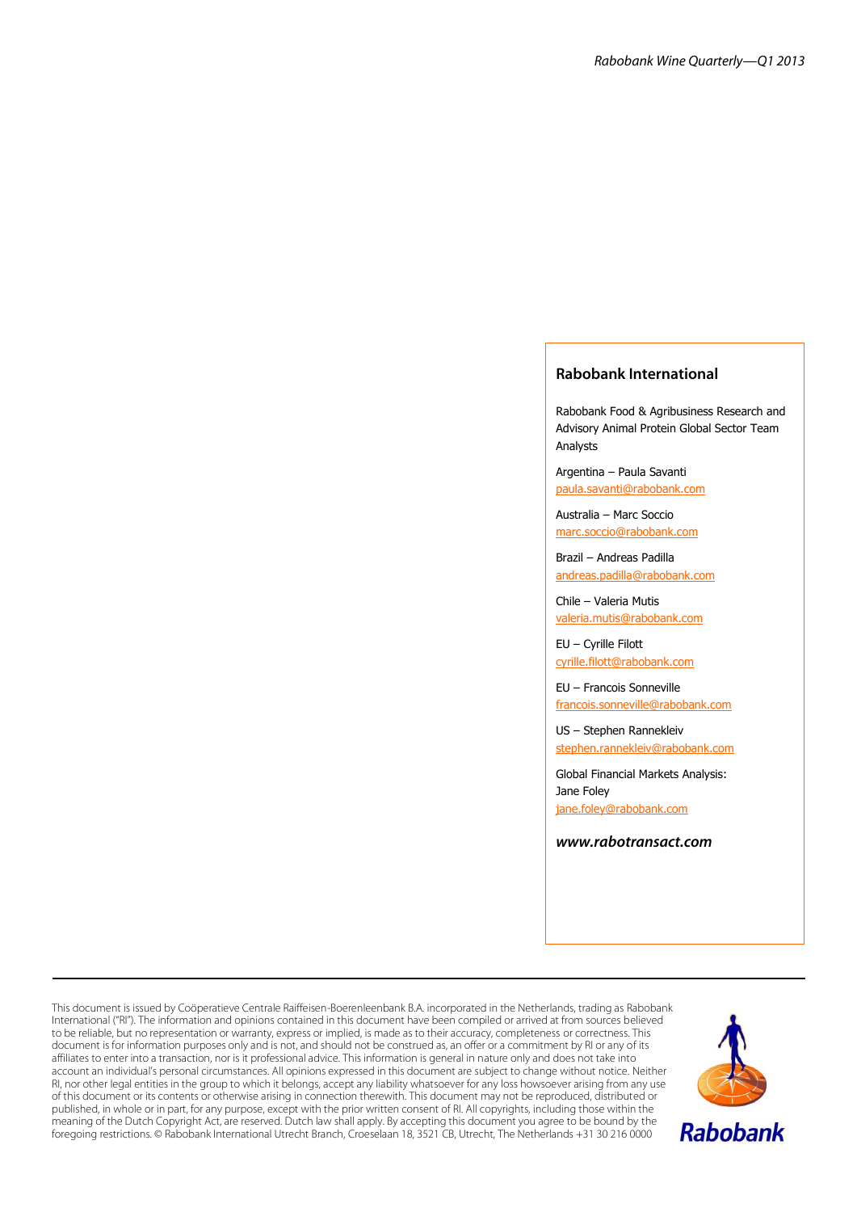## Rabobank International

Rabobank Food & Agribusiness Research and Advisory Animal Protein Global Sector Team Analysts

Argentina – Paula Savanti
paula.savanti@rabobank.com

Australia – Marc Soccio
marc.soccio@rabobank.com

Brazil – Andreas Padilla
andreas.padilla@rabobank.com

Chile – Valeria Mutis
valeria.mutis@rabobank.com

EU – Cyrille Filott
cyrille.filott@rabobank.com

EU – Francois Sonneville
francois.sonneville@rabobank.com

US – Stephen Rannekleiv
stephen.rannekleiv@rabobank.com

Global Financial Markets Analysis:
Jane Foley
jane.foley@rabobank.com

***www.rabotransact.com***

---

This document is issued by Coöperatieve Centrale Raiffeisen-Boerenleenbank B.A. incorporated in the Netherlands, trading as Rabobank International ("RI"). The information and opinions contained in this document have been compiled or arrived at from sources believed to be reliable, but no representation or warranty, express or implied, is made as to their accuracy, completeness or correctness. This document is for information purposes only and is not, and should not be construed as, an offer or a commitment by RI or any of its affiliates to enter into a transaction, nor is it professional advice. This information is general in nature only and does not take into account an individual's personal circumstances. All opinions expressed in this document are subject to change without notice. Neither RI, nor other legal entities in the group to which it belongs, accept any liability whatsoever for any loss howsoever arising from any use of this document or its contents or otherwise arising in connection therewith. This document may not be reproduced, distributed or published, in whole or in part, for any purpose, except with the prior written consent of RI. All copyrights, including those within the meaning of the Dutch Copyright Act, are reserved. Dutch law shall apply. By accepting this document you agree to be bound by the foregoing restrictions. © Rabobank International Utrecht Branch, Croeselaan 18, 3521 CB, Utrecht, The Netherlands +31 30 216 0000

Rabobank